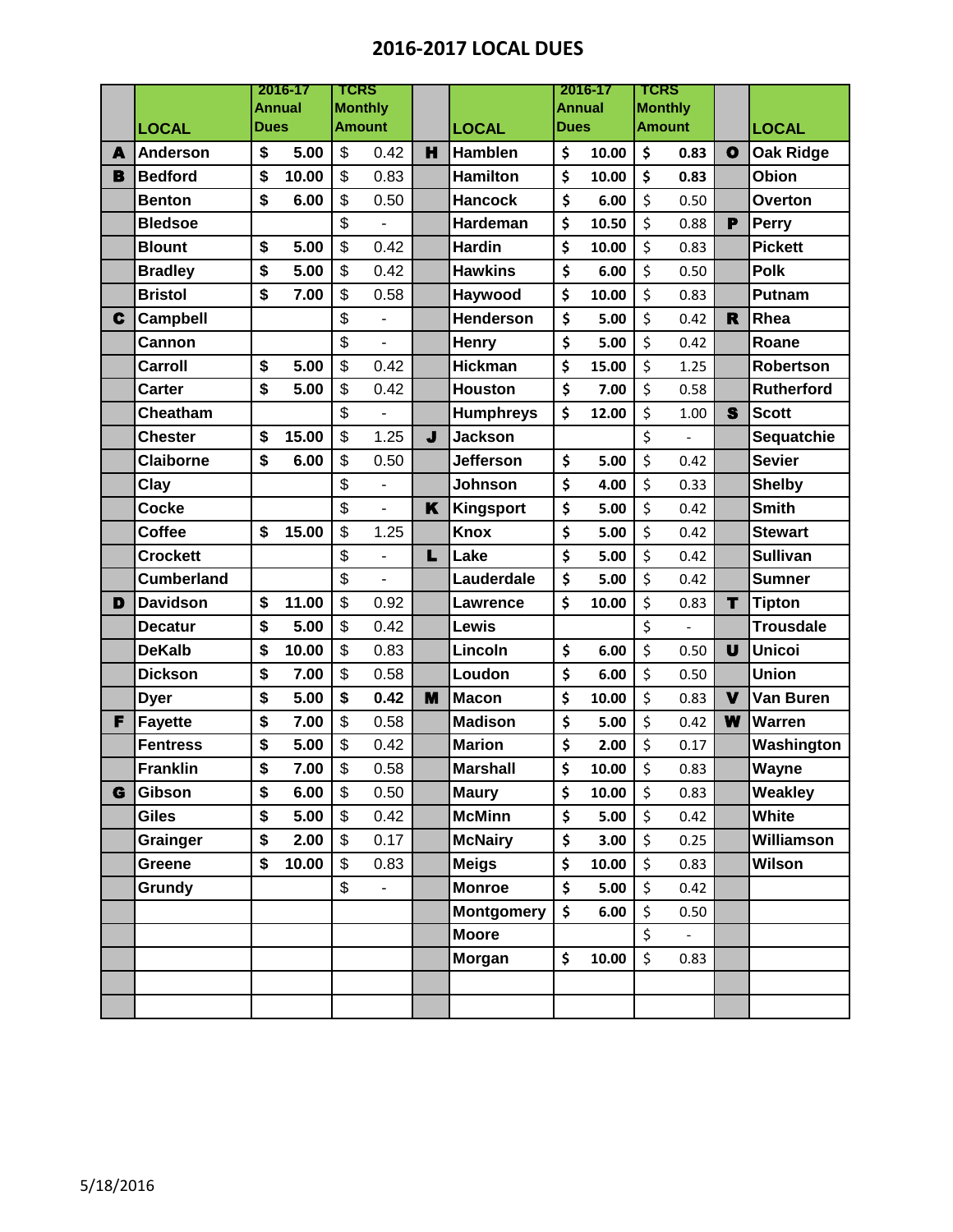# 2016-2017 LOCAL DUES

| | LOCAL | 2016-17 Annual Dues | TCRS Monthly Amount | | LOCAL | 2016-17 Annual Dues | TCRS Monthly Amount | | LOCAL |
|---|---|---|---|---|---|---|---|---|---|
| A | Anderson | $ 5.00 | $ 0.42 | H | Hamblen | $ 10.00 | $ 0.83 | O | Oak Ridge |
| B | Bedford | $ 10.00 | $ 0.83 | | Hamilton | $ 10.00 | $ 0.83 | | Obion |
| | Benton | $ 6.00 | $ 0.50 | | Hancock | $ 6.00 | $ 0.50 | | Overton |
| | Bledsoe | | $ - | | Hardeman | $ 10.50 | $ 0.88 | P | Perry |
| | Blount | $ 5.00 | $ 0.42 | | Hardin | $ 10.00 | $ 0.83 | | Pickett |
| | Bradley | $ 5.00 | $ 0.42 | | Hawkins | $ 6.00 | $ 0.50 | | Polk |
| | Bristol | $ 7.00 | $ 0.58 | | Haywood | $ 10.00 | $ 0.83 | | Putnam |
| C | Campbell | | $ - | | Henderson | $ 5.00 | $ 0.42 | R | Rhea |
| | Cannon | | $ - | | Henry | $ 5.00 | $ 0.42 | | Roane |
| | Carroll | $ 5.00 | $ 0.42 | | Hickman | $ 15.00 | $ 1.25 | | Robertson |
| | Carter | $ 5.00 | $ 0.42 | | Houston | $ 7.00 | $ 0.58 | | Rutherford |
| | Cheatham | | $ - | | Humphreys | $ 12.00 | $ 1.00 | S | Scott |
| | Chester | $ 15.00 | $ 1.25 | J | Jackson | | $ - | | Sequatchie |
| | Claiborne | $ 6.00 | $ 0.50 | | Jefferson | $ 5.00 | $ 0.42 | | Sevier |
| | Clay | | $ - | | Johnson | $ 4.00 | $ 0.33 | | Shelby |
| | Cocke | | $ - | K | Kingsport | $ 5.00 | $ 0.42 | | Smith |
| | Coffee | $ 15.00 | $ 1.25 | | Knox | $ 5.00 | $ 0.42 | | Stewart |
| | Crockett | | $ - | L | Lake | $ 5.00 | $ 0.42 | | Sullivan |
| | Cumberland | | $ - | | Lauderdale | $ 5.00 | $ 0.42 | | Sumner |
| D | Davidson | $ 11.00 | $ 0.92 | | Lawrence | $ 10.00 | $ 0.83 | T | Tipton |
| | Decatur | $ 5.00 | $ 0.42 | | Lewis | | $ - | | Trousdale |
| | DeKalb | $ 10.00 | $ 0.83 | | Lincoln | $ 6.00 | $ 0.50 | U | Unicoi |
| | Dickson | $ 7.00 | $ 0.58 | | Loudon | $ 6.00 | $ 0.50 | | Union |
| | Dyer | $ 5.00 | $ 0.42 | M | Macon | $ 10.00 | $ 0.83 | V | Van Buren |
| F | Fayette | $ 7.00 | $ 0.58 | | Madison | $ 5.00 | $ 0.42 | W | Warren |
| | Fentress | $ 5.00 | $ 0.42 | | Marion | $ 2.00 | $ 0.17 | | Washington |
| | Franklin | $ 7.00 | $ 0.58 | | Marshall | $ 10.00 | $ 0.83 | | Wayne |
| G | Gibson | $ 6.00 | $ 0.50 | | Maury | $ 10.00 | $ 0.83 | | Weakley |
| | Giles | $ 5.00 | $ 0.42 | | McMinn | $ 5.00 | $ 0.42 | | White |
| | Grainger | $ 2.00 | $ 0.17 | | McNairy | $ 3.00 | $ 0.25 | | Williamson |
| | Greene | $ 10.00 | $ 0.83 | | Meigs | $ 10.00 | $ 0.83 | | Wilson |
| | Grundy | | $ - | | Monroe | $ 5.00 | $ 0.42 | | |
| | | | | | Montgomery | $ 6.00 | $ 0.50 | | |
| | | | | | Moore | | $ - | | |
| | | | | | Morgan | $ 10.00 | $ 0.83 | | |
| | | | | | | | | | |
| | | | | | | | | | |

5/18/2016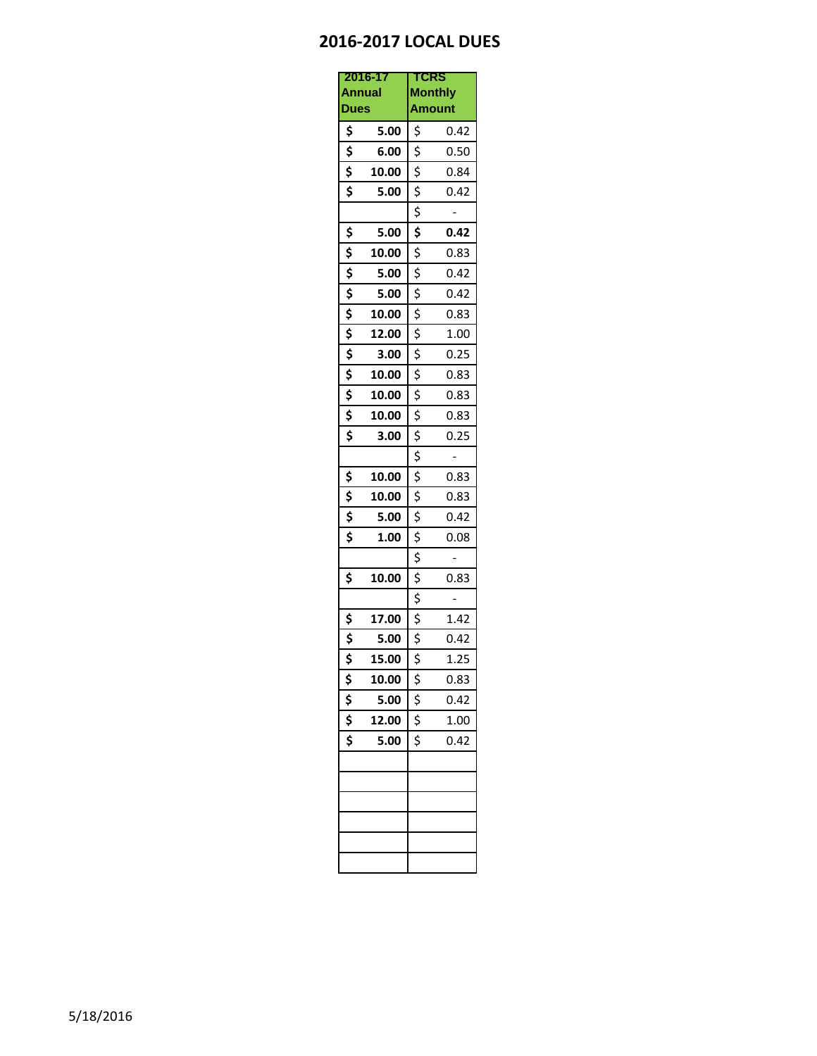# 2016-2017 LOCAL DUES

| 2016-17 Annual Dues | TCRS Monthly Amount |
|---|---|
| **$ 5.00** | $ 0.42 |
| **$ 6.00** | $ 0.50 |
| **$ 10.00** | $ 0.84 |
| **$ 5.00** | $ 0.42 |
| | $ - |
| **$ 5.00** | **$ 0.42** |
| **$ 10.00** | $ 0.83 |
| **$ 5.00** | $ 0.42 |
| **$ 5.00** | $ 0.42 |
| **$ 10.00** | $ 0.83 |
| **$ 12.00** | $ 1.00 |
| **$ 3.00** | $ 0.25 |
| **$ 10.00** | $ 0.83 |
| **$ 10.00** | $ 0.83 |
| **$ 10.00** | $ 0.83 |
| **$ 3.00** | $ 0.25 |
| | $ - |
| **$ 10.00** | $ 0.83 |
| **$ 10.00** | $ 0.83 |
| **$ 5.00** | $ 0.42 |
| **$ 1.00** | $ 0.08 |
| | $ - |
| **$ 10.00** | $ 0.83 |
| | $ - |
| **$ 17.00** | $ 1.42 |
| **$ 5.00** | $ 0.42 |
| **$ 15.00** | $ 1.25 |
| **$ 10.00** | $ 0.83 |
| **$ 5.00** | $ 0.42 |
| **$ 12.00** | $ 1.00 |
| **$ 5.00** | $ 0.42 |
| | |
| | |
| | |
| | |
| | |
| | |

5/18/2016